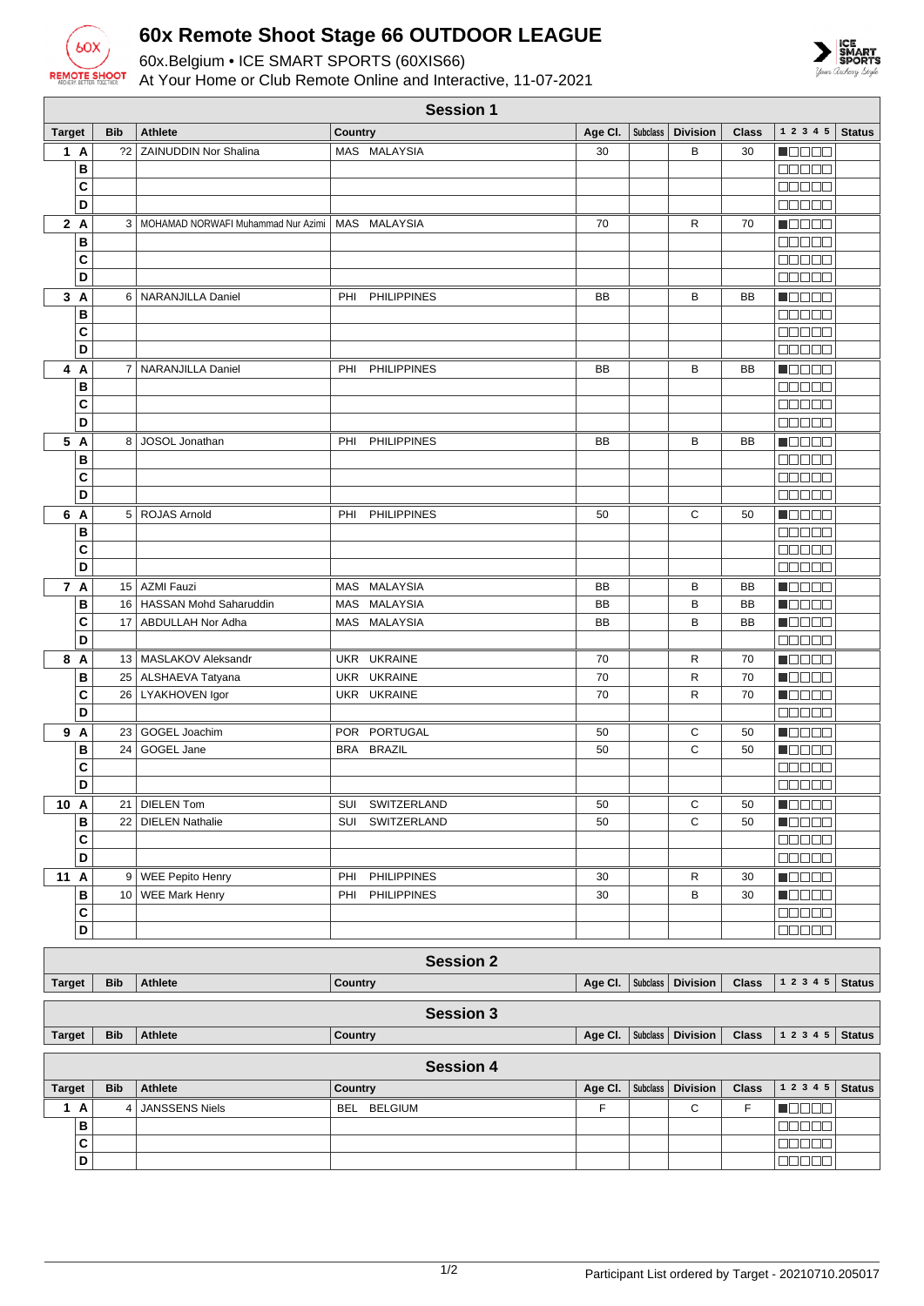# 60x Remote Shoot Stage 66 OUTDOOR LEAGUE

60x.Belgium • ICE SMART SPORTS (60XIS66)

At Your Home or Club Remote Online and Interactive, 11-07-2021

## Session 1

| Target | | Bib | Athlete | Country | Age Cl. | Subclass | Division | Class | 1 2 3 4 5 | Status |
|---|---|---|---|---|---|---|---|---|---|---|
| 1 | A | ?2 | ZAINUDDIN Nor Shalina | MAS MALAYSIA | 30 | | B | 30 | ■□□□□ | |
| | B | | | | | | | | □□□□□ | |
| | C | | | | | | | | □□□□□ | |
| | D | | | | | | | | □□□□□ | |
| 2 | A | 3 | MOHAMAD NORWAFI Muhammad Nur Azimi | MAS MALAYSIA | 70 | | R | 70 | ■□□□□ | |
| | B | | | | | | | | □□□□□ | |
| | C | | | | | | | | □□□□□ | |
| | D | | | | | | | | □□□□□ | |
| 3 | A | 6 | NARANJILLA Daniel | PHI PHILIPPINES | BB | | B | BB | ■□□□□ | |
| | B | | | | | | | | □□□□□ | |
| | C | | | | | | | | □□□□□ | |
| | D | | | | | | | | □□□□□ | |
| 4 | A | 7 | NARANJILLA Daniel | PHI PHILIPPINES | BB | | B | BB | ■□□□□ | |
| | B | | | | | | | | □□□□□ | |
| | C | | | | | | | | □□□□□ | |
| | D | | | | | | | | □□□□□ | |
| 5 | A | 8 | JOSOL Jonathan | PHI PHILIPPINES | BB | | B | BB | ■□□□□ | |
| | B | | | | | | | | □□□□□ | |
| | C | | | | | | | | □□□□□ | |
| | D | | | | | | | | □□□□□ | |
| 6 | A | 5 | ROJAS Arnold | PHI PHILIPPINES | 50 | | C | 50 | ■□□□□ | |
| | B | | | | | | | | □□□□□ | |
| | C | | | | | | | | □□□□□ | |
| | D | | | | | | | | □□□□□ | |
| 7 | A | 15 | AZMI Fauzi | MAS MALAYSIA | BB | | B | BB | ■□□□□ | |
| | B | 16 | HASSAN Mohd Saharuddin | MAS MALAYSIA | BB | | B | BB | ■□□□□ | |
| | C | 17 | ABDULLAH Nor Adha | MAS MALAYSIA | BB | | B | BB | ■□□□□ | |
| | D | | | | | | | | □□□□□ | |
| 8 | A | 13 | MASLAKOV Aleksandr | UKR UKRAINE | 70 | | R | 70 | ■□□□□ | |
| | B | 25 | ALSHAEVA Tatyana | UKR UKRAINE | 70 | | R | 70 | ■□□□□ | |
| | C | 26 | LYAKHOVEN Igor | UKR UKRAINE | 70 | | R | 70 | ■□□□□ | |
| | D | | | | | | | | □□□□□ | |
| 9 | A | 23 | GOGEL Joachim | POR PORTUGAL | 50 | | C | 50 | ■□□□□ | |
| | B | 24 | GOGEL Jane | BRA BRAZIL | 50 | | C | 50 | ■□□□□ | |
| | C | | | | | | | | □□□□□ | |
| | D | | | | | | | | □□□□□ | |
| 10 | A | 21 | DIELEN Tom | SUI SWITZERLAND | 50 | | C | 50 | ■□□□□ | |
| | B | 22 | DIELEN Nathalie | SUI SWITZERLAND | 50 | | C | 50 | ■□□□□ | |
| | C | | | | | | | | □□□□□ | |
| | D | | | | | | | | □□□□□ | |
| 11 | A | 9 | WEE Pepito Henry | PHI PHILIPPINES | 30 | | R | 30 | ■□□□□ | |
| | B | 10 | WEE Mark Henry | PHI PHILIPPINES | 30 | | B | 30 | ■□□□□ | |
| | C | | | | | | | | □□□□□ | |
| | D | | | | | | | | □□□□□ | |

## Session 2

| Target | Bib | Athlete | Country | Age Cl. | Subclass | Division | Class | 1 2 3 4 5 | Status |
|---|---|---|---|---|---|---|---|---|---|

## Session 3

| Target | Bib | Athlete | Country | Age Cl. | Subclass | Division | Class | 1 2 3 4 5 | Status |
|---|---|---|---|---|---|---|---|---|---|

## Session 4

| Target | | Bib | Athlete | Country | Age Cl. | Subclass | Division | Class | 1 2 3 4 5 | Status |
|---|---|---|---|---|---|---|---|---|---|---|
| 1 | A | 4 | JANSSENS Niels | BEL BELGIUM | F | | C | F | ■□□□□ | |
| | B | | | | | | | | □□□□□ | |
| | C | | | | | | | | □□□□□ | |
| | D | | | | | | | | □□□□□ | |

Participant List ordered by Target - 20210710.205017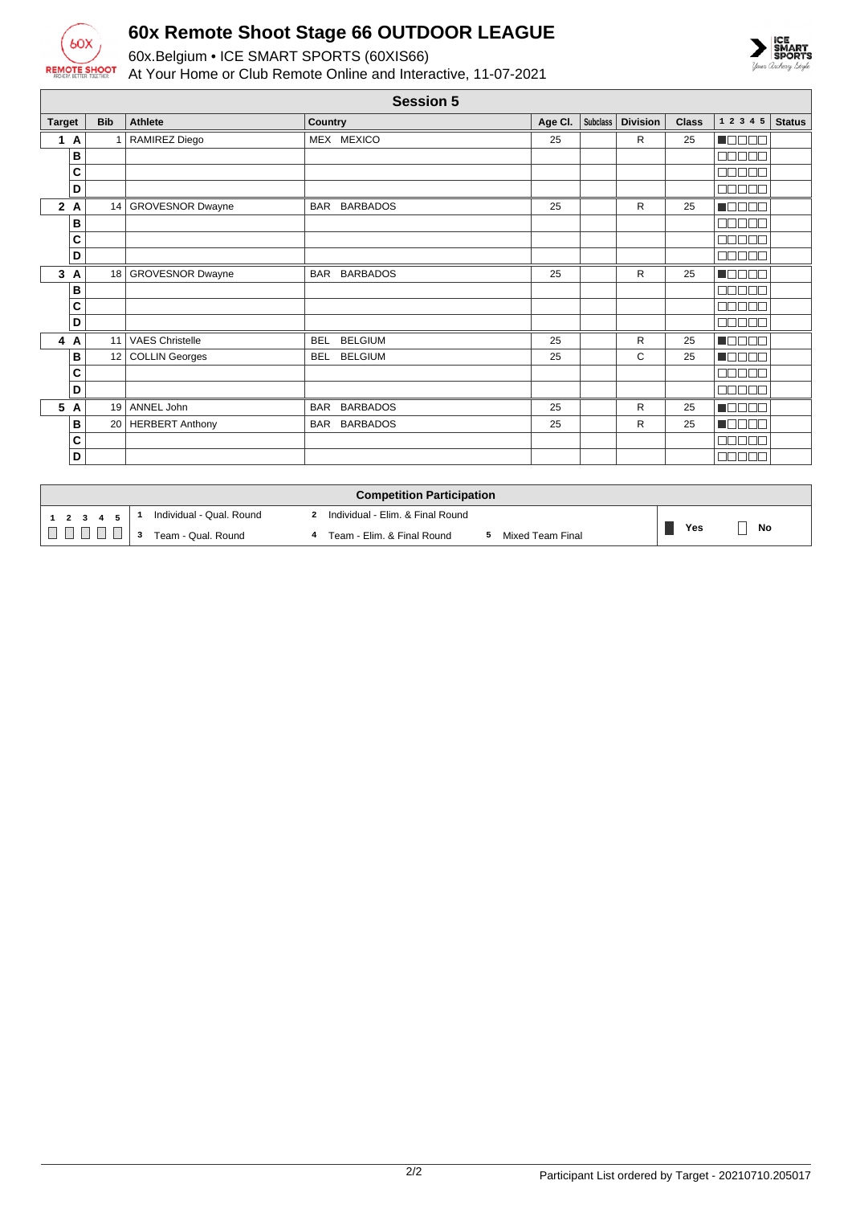# 60x Remote Shoot Stage 66 OUTDOOR LEAGUE

60x.Belgium • ICE SMART SPORTS (60XIS66)

At Your Home or Club Remote Online and Interactive, 11-07-2021

## Session 5

| Target | | Bib | Athlete | Country | Age Cl. | Subclass | Division | Class | 1 2 3 4 5 | Status |
|---|---|---|---|---|---|---|---|---|---|---|
| 1 | A | 1 | RAMIREZ Diego | MEX MEXICO | 25 | | R | 25 | ■□□□□ | |
| | B | | | | | | | | □□□□□ | |
| | C | | | | | | | | □□□□□ | |
| | D | | | | | | | | □□□□□ | |
| 2 | A | 14 | GROVESNOR Dwayne | BAR BARBADOS | 25 | | R | 25 | ■□□□□ | |
| | B | | | | | | | | □□□□□ | |
| | C | | | | | | | | □□□□□ | |
| | D | | | | | | | | □□□□□ | |
| 3 | A | 18 | GROVESNOR Dwayne | BAR BARBADOS | 25 | | R | 25 | ■□□□□ | |
| | B | | | | | | | | □□□□□ | |
| | C | | | | | | | | □□□□□ | |
| | D | | | | | | | | □□□□□ | |
| 4 | A | 11 | VAES Christelle | BEL BELGIUM | 25 | | R | 25 | ■□□□□ | |
| | B | 12 | COLLIN Georges | BEL BELGIUM | 25 | | C | 25 | ■□□□□ | |
| | C | | | | | | | | □□□□□ | |
| | D | | | | | | | | □□□□□ | |
| 5 | A | 19 | ANNEL John | BAR BARBADOS | 25 | | R | 25 | ■□□□□ | |
| | B | 20 | HERBERT Anthony | BAR BARBADOS | 25 | | R | 25 | ■□□□□ | |
| | C | | | | | | | | □□□□□ | |
| | D | | | | | | | | □□□□□ | |

## Competition Participation

| 1 2 3 4 5 | | | |
|---|---|---|---|
| □ □ □ □ □ | 1 Individual - Qual. Round | 2 Individual - Elim. & Final Round | ■ Yes □ No |
| | 3 Team - Qual. Round | 4 Team - Elim. & Final Round 5 Mixed Team Final | |

Participant List ordered by Target - 20210710.205017